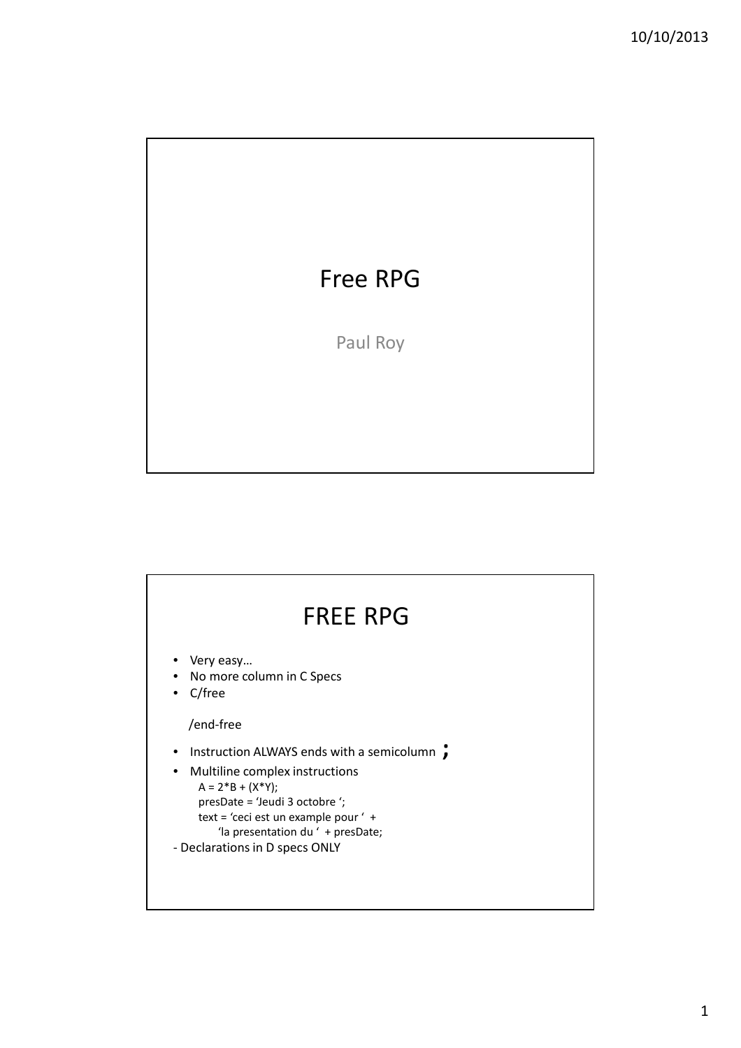# Free RPG

Paul Roy

## FREE RPG

- Very easy…
- No more column in C Specs
- C/free

  /end-free

- Instruction ALWAYS ends with a semicolumn **;**
- Multiline complex instructions

```
A = 2*B + (X*Y);
presDate = 'Jeudi 3 octobre ';
text = 'ceci est un example pour ' +
      'la presentation du ' + presDate;
```

- Declarations in D specs ONLY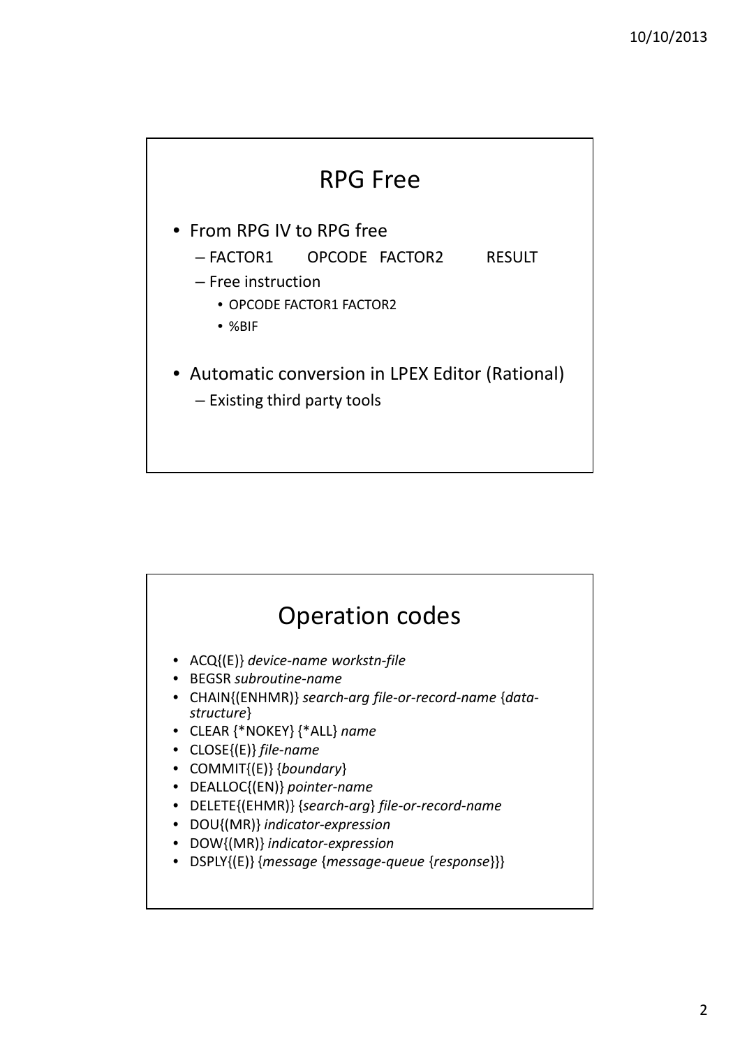# RPG Free

- From RPG IV to RPG free
  - FACTOR1 OPCODE FACTOR2 RESULT
  - Free instruction
    - OPCODE FACTOR1 FACTOR2
    - %BIF
- Automatic conversion in LPEX Editor (Rational)
  - Existing third party tools

# Operation codes

- ACQ{(E)} *device-name workstn-file*
- BEGSR *subroutine-name*
- CHAIN{(ENHMR)} *search-arg file-or-record-name* {*data-structure*}
- CLEAR {*NOKEY} {*ALL} *name*
- CLOSE{(E)} *file-name*
- COMMIT{(E)} {*boundary*}
- DEALLOC{(EN)} *pointer-name*
- DELETE{(EHMR)} {*search-arg*} *file-or-record-name*
- DOU{(MR)} *indicator-expression*
- DOW{(MR)} *indicator-expression*
- DSPLY{(E)} {*message* {*message-queue* {*response*}}}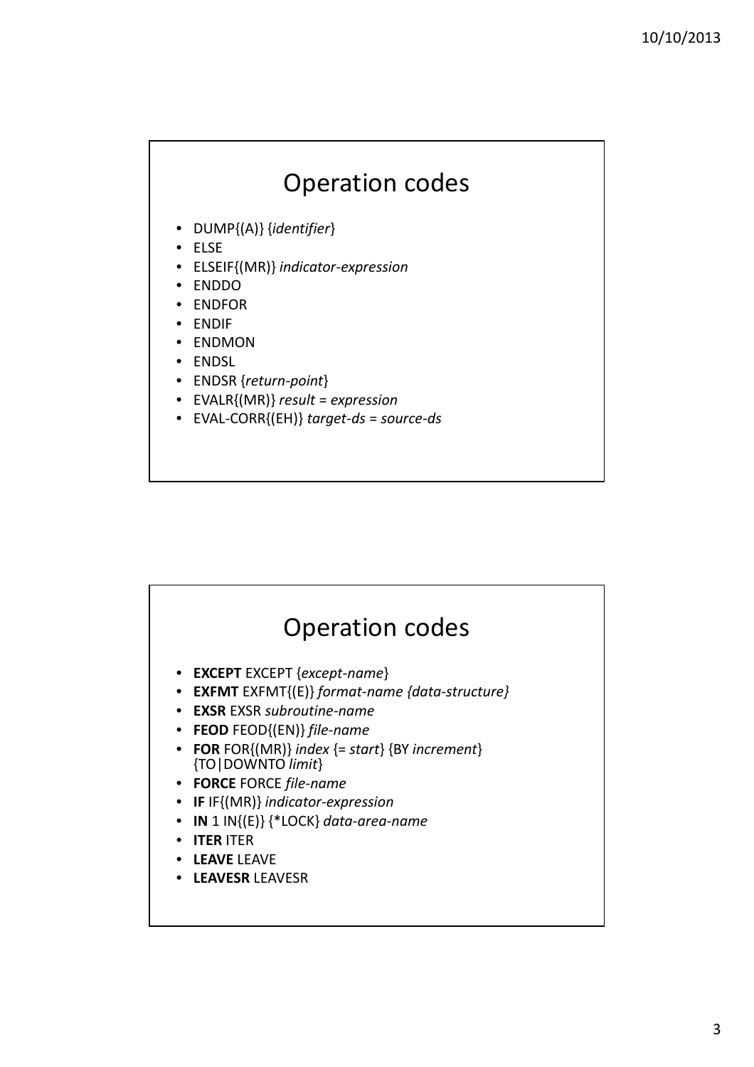## Operation codes

- DUMP{(A)} {*identifier*}
- ELSE
- ELSEIF{(MR)} *indicator-expression*
- ENDDO
- ENDFOR
- ENDIF
- ENDMON
- ENDSL
- ENDSR {*return-point*}
- EVALR{(MR)} *result = expression*
- EVAL-CORR{(EH)} *target-ds = source-ds*

## Operation codes

- **EXCEPT** EXCEPT {*except-name*}
- **EXFMT** EXFMT{(E)} *format-name {data-structure}*
- **EXSR** EXSR *subroutine-name*
- **FEOD** FEOD{(EN)} *file-name*
- **FOR** FOR{(MR)} *index* {= *start*} {BY *increment*} {TO|DOWNTO *limit*}
- **FORCE** FORCE *file-name*
- **IF** IF{(MR)} *indicator-expression*
- **IN** 1 IN{(E)} {*LOCK} *data-area-name*
- **ITER** ITER
- **LEAVE** LEAVE
- **LEAVESR** LEAVESR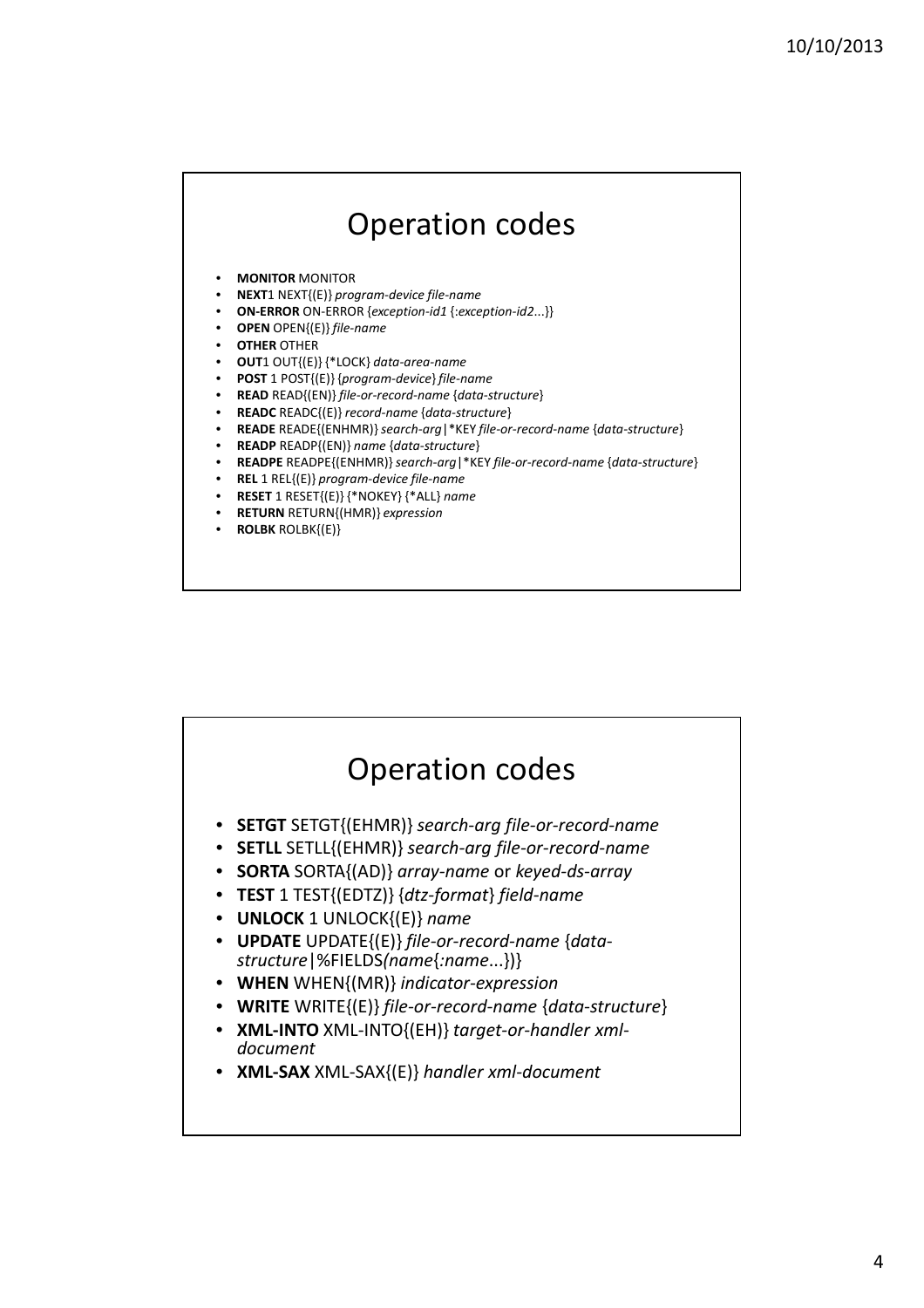## Operation codes

- **MONITOR** MONITOR
- **NEXT**1 NEXT{(E)} *program-device file-name*
- **ON-ERROR** ON-ERROR {*exception-id1* {:*exception-id2*...}}
- **OPEN** OPEN{(E)} *file-name*
- **OTHER** OTHER
- **OUT**1 OUT{(E)} {*LOCK} *data-area-name*
- **POST** 1 POST{(E)} {*program-device*} *file-name*
- **READ** READ{(EN)} *file-or-record-name* {*data-structure*}
- **READC** READC{(E)} *record-name* {*data-structure*}
- **READE** READE{(ENHMR)} *search-arg*|*KEY *file-or-record-name* {*data-structure*}
- **READP** READP{(EN)} *name* {*data-structure*}
- **READPE** READPE{(ENHMR)} *search-arg*|*KEY *file-or-record-name* {*data-structure*}
- **REL** 1 REL{(E)} *program-device file-name*
- **RESET** 1 RESET{(E)} {*NOKEY} {*ALL} *name*
- **RETURN** RETURN{(HMR)} *expression*
- **ROLBK** ROLBK{(E)}

## Operation codes

- **SETGT** SETGT{(EHMR)} *search-arg file-or-record-name*
- **SETLL** SETLL{(EHMR)} *search-arg file-or-record-name*
- **SORTA** SORTA{(AD)} *array-name* or *keyed-ds-array*
- **TEST** 1 TEST{(EDTZ)} {*dtz-format*} *field-name*
- **UNLOCK** 1 UNLOCK{(E)} *name*
- **UPDATE** UPDATE{(E)} *file-or-record-name* {*data-structure*|%FIELDS(*name*{:*name*...})}
- **WHEN** WHEN{(MR)} *indicator-expression*
- **WRITE** WRITE{(E)} *file-or-record-name* {*data-structure*}
- **XML-INTO** XML-INTO{(EH)} *target-or-handler xml-document*
- **XML-SAX** XML-SAX{(E)} *handler xml-document*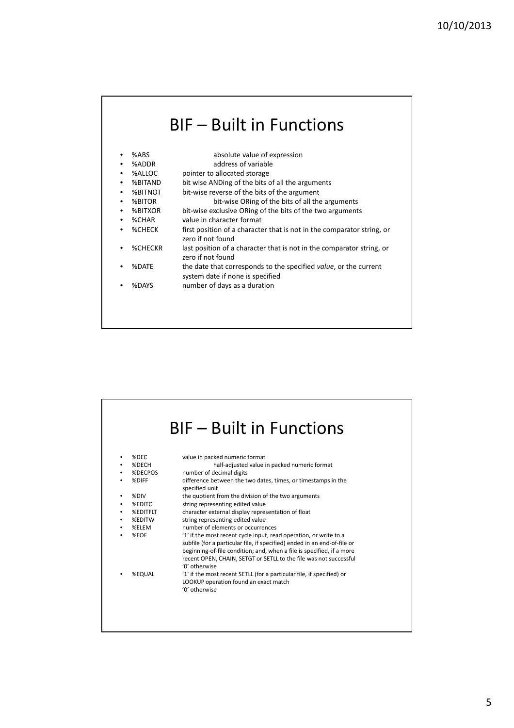# BIF – Built in Functions

- %ABS absolute value of expression
- %ADDR address of variable
- %ALLOC pointer to allocated storage
- %BITAND bit wise ANDing of the bits of all the arguments
- %BITNOT bit-wise reverse of the bits of the argument
- %BITOR bit-wise ORing of the bits of all the arguments
- %BITXOR bit-wise exclusive ORing of the bits of the two arguments
- %CHAR value in character format
- %CHECK first position of a character that is not in the comparator string, or zero if not found
- %CHECKR last position of a character that is not in the comparator string, or zero if not found
- %DATE the date that corresponds to the specified *value*, or the current system date if none is specified
- %DAYS number of days as a duration

# BIF – Built in Functions

- %DEC value in packed numeric format
- %DECH half-adjusted value in packed numeric format
- %DECPOS number of decimal digits
- %DIFF difference between the two dates, times, or timestamps in the specified unit
- %DIV the quotient from the division of the two arguments
- %EDITC string representing edited value
- %EDITFLT character external display representation of float
- %EDITW string representing edited value
- %ELEM number of elements or occurrences
- %EOF '1' if the most recent cycle input, read operation, or write to a subfile (for a particular file, if specified) ended in an end-of-file or beginning-of-file condition; and, when a file is specified, if a more recent OPEN, CHAIN, SETGT or SETLL to the file was not successful '0' otherwise
- %EQUAL '1' if the most recent SETLL (for a particular file, if specified) or LOOKUP operation found an exact match '0' otherwise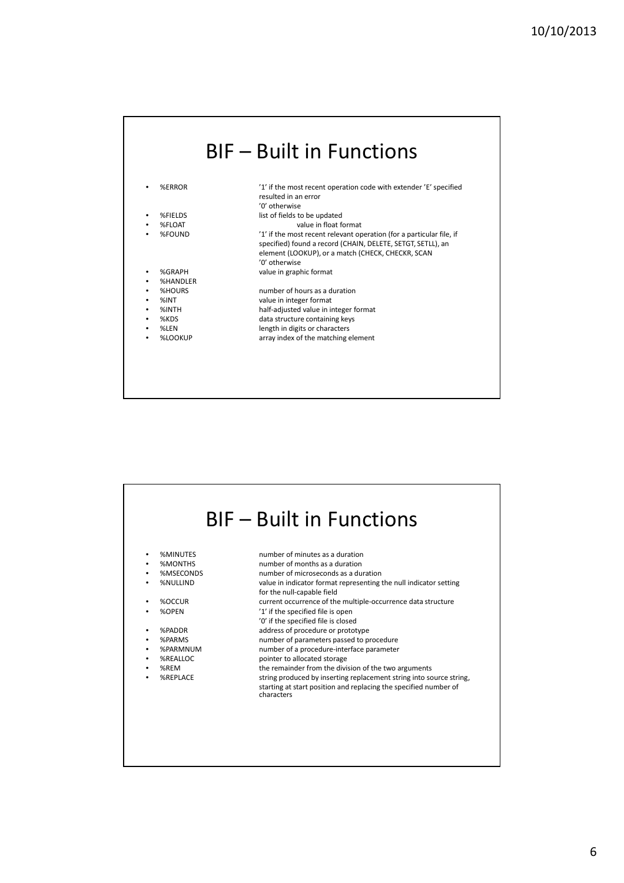# BIF – Built in Functions

- %ERROR — ’1’ if the most recent operation code with extender ’E’ specified resulted in an error
  ’0’ otherwise
- %FIELDS — list of fields to be updated
- %FLOAT — value in float format
- %FOUND — ’1’ if the most recent relevant operation (for a particular file, if specified) found a record (CHAIN, DELETE, SETGT, SETLL), an element (LOOKUP), or a match (CHECK, CHECKR, SCAN
  ’0’ otherwise
- %GRAPH — value in graphic format
- %HANDLER
- %HOURS — number of hours as a duration
- %INT — value in integer format
- %INTH — half-adjusted value in integer format
- %KDS — data structure containing keys
- %LEN — length in digits or characters
- %LOOKUP — array index of the matching element

# BIF – Built in Functions

- %MINUTES — number of minutes as a duration
- %MONTHS — number of months as a duration
- %MSECONDS — number of microseconds as a duration
- %NULLIND — value in indicator format representing the null indicator setting for the null-capable field
- %OCCUR — current occurrence of the multiple-occurrence data structure
- %OPEN — ’1’ if the specified file is open
  ’0’ if the specified file is closed
- %PADDR — address of procedure or prototype
- %PARMS — number of parameters passed to procedure
- %PARMNUM — number of a procedure-interface parameter
- %REALLOC — pointer to allocated storage
- %REM — the remainder from the division of the two arguments
- %REPLACE — string produced by inserting replacement string into source string, starting at start position and replacing the specified number of characters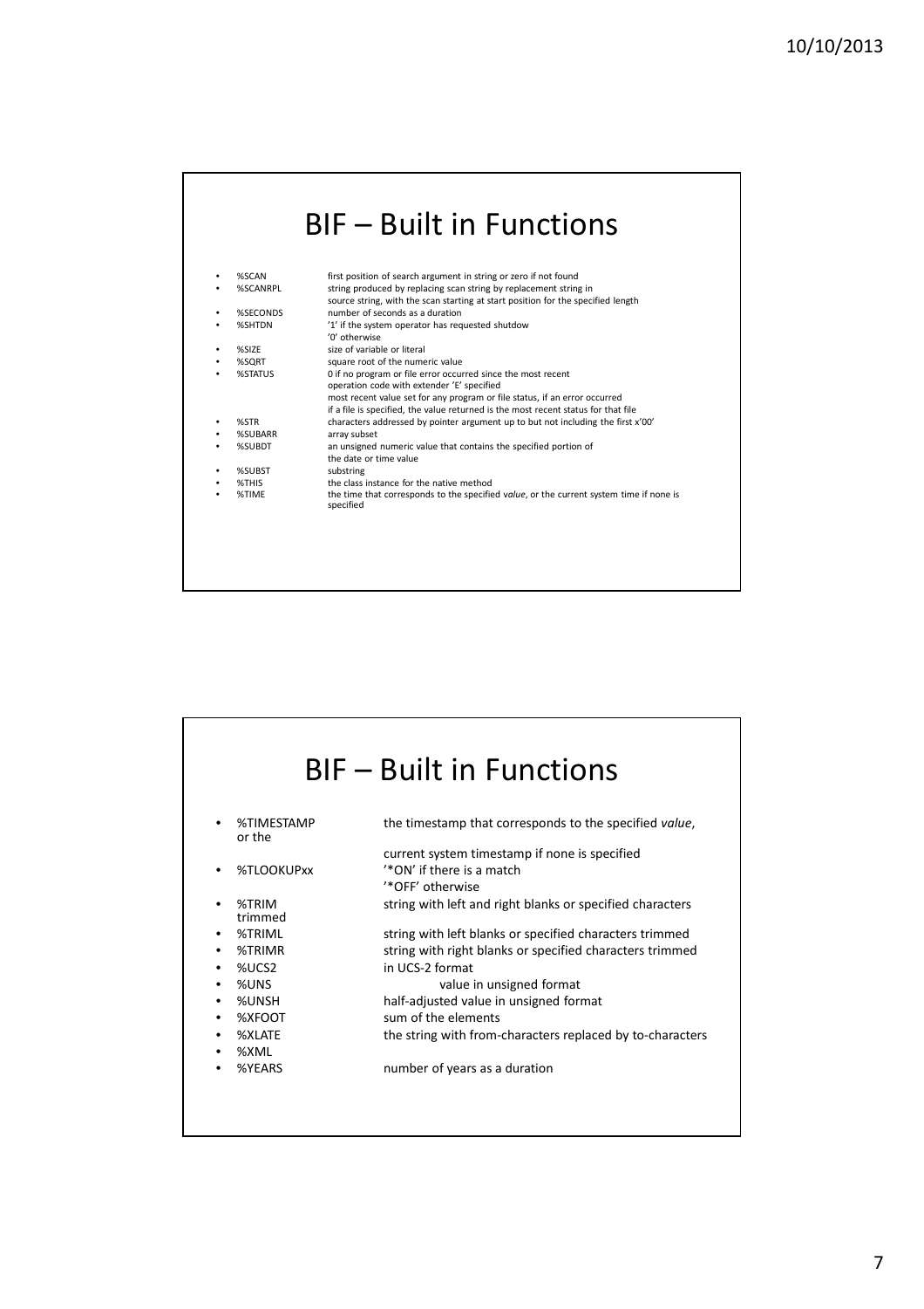# BIF – Built in Functions

- %SCAN first position of search argument in string or zero if not found
- %SCANRPL string produced by replacing scan string by replacement string in source string, with the scan starting at start position for the specified length
- %SECONDS number of seconds as a duration
- %SHTDN '1' if the system operator has requested shutdow '0' otherwise
- %SIZE size of variable or literal
- %SQRT square root of the numeric value
- %STATUS 0 if no program or file error occurred since the most recent operation code with extender 'E' specified
  most recent value set for any program or file status, if an error occurred
  if a file is specified, the value returned is the most recent status for that file
- %STR characters addressed by pointer argument up to but not including the first x'00'
- %SUBARR array subset
- %SUBDT an unsigned numeric value that contains the specified portion of the date or time value
- %SUBST substring
- %THIS the class instance for the native method
- %TIME the time that corresponds to the specified *value*, or the current system time if none is specified

# BIF – Built in Functions

- %TIMESTAMP the timestamp that corresponds to the specified *value*, or the current system timestamp if none is specified
- %TLOOKUPxx '*ON' if there is a match
  '*OFF' otherwise
- %TRIM string with left and right blanks or specified characters trimmed
- %TRIML string with left blanks or specified characters trimmed
- %TRIMR string with right blanks or specified characters trimmed
- %UCS2 in UCS-2 format
- %UNS value in unsigned format
- %UNSH half-adjusted value in unsigned format
- %XFOOT sum of the elements
- %XLATE the string with from-characters replaced by to-characters
- %XML
- %YEARS number of years as a duration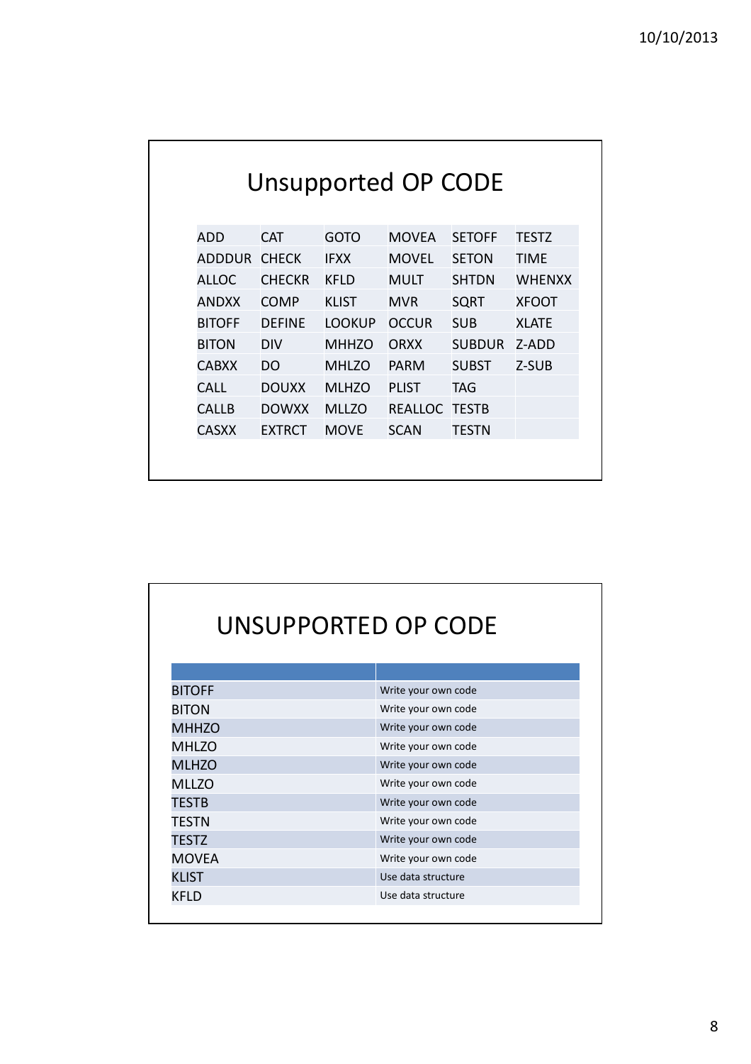## Unsupported OP CODE

| | | | | | |
|---|---|---|---|---|---|
| ADD | CAT | GOTO | MOVEA | SETOFF | TESTZ |
| ADDDUR | CHECK | IFXX | MOVEL | SETON | TIME |
| ALLOC | CHECKR | KFLD | MULT | SHTDN | WHENXX |
| ANDXX | COMP | KLIST | MVR | SQRT | XFOOT |
| BITOFF | DEFINE | LOOKUP | OCCUR | SUB | XLATE |
| BITON | DIV | MHHZO | ORXX | SUBDUR | Z-ADD |
| CABXX | DO | MHLZO | PARM | SUBST | Z-SUB |
| CALL | DOUXX | MLHZO | PLIST | TAG | |
| CALLB | DOWXX | MLLZO | REALLOC | TESTB | |
| CASXX | EXTRCT | MOVE | SCAN | TESTN | |

## UNSUPPORTED OP CODE

| | |
|---|---|
| BITOFF | Write your own code |
| BITON | Write your own code |
| MHHZO | Write your own code |
| MHLZO | Write your own code |
| MLHZO | Write your own code |
| MLLZO | Write your own code |
| TESTB | Write your own code |
| TESTN | Write your own code |
| TESTZ | Write your own code |
| MOVEA | Write your own code |
| KLIST | Use data structure |
| KFLD | Use data structure |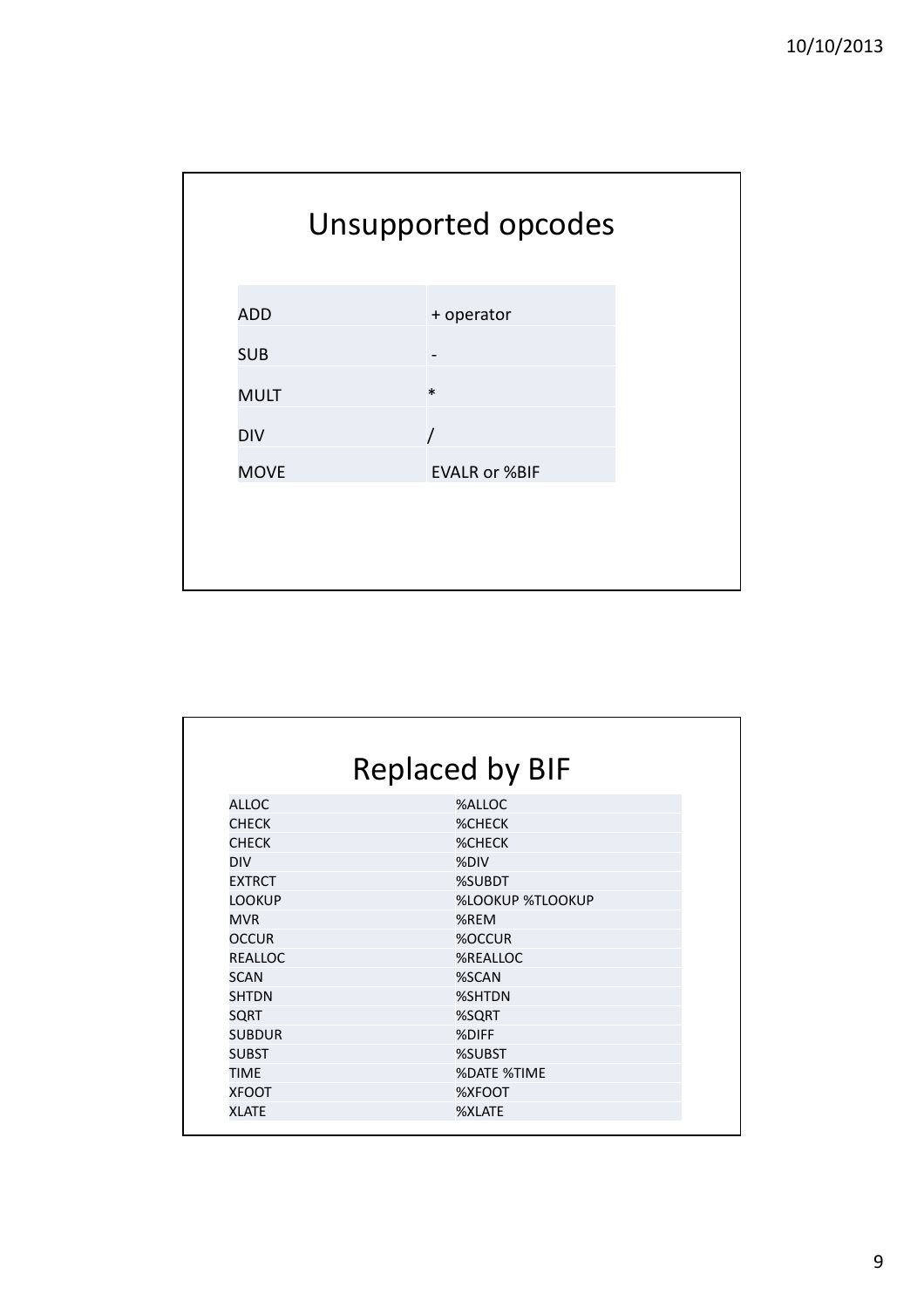## Unsupported opcodes

| ADD | + operator |
|---|---|
| SUB | - |
| MULT | * |
| DIV | / |
| MOVE | EVALR or %BIF |

## Replaced by BIF

| ALLOC | %ALLOC |
|---|---|
| CHECK | %CHECK |
| CHECK | %CHECK |
| DIV | %DIV |
| EXTRCT | %SUBDT |
| LOOKUP | %LOOKUP %TLOOKUP |
| MVR | %REM |
| OCCUR | %OCCUR |
| REALLOC | %REALLOC |
| SCAN | %SCAN |
| SHTDN | %SHTDN |
| SQRT | %SQRT |
| SUBDUR | %DIFF |
| SUBST | %SUBST |
| TIME | %DATE %TIME |
| XFOOT | %XFOOT |
| XLATE | %XLATE |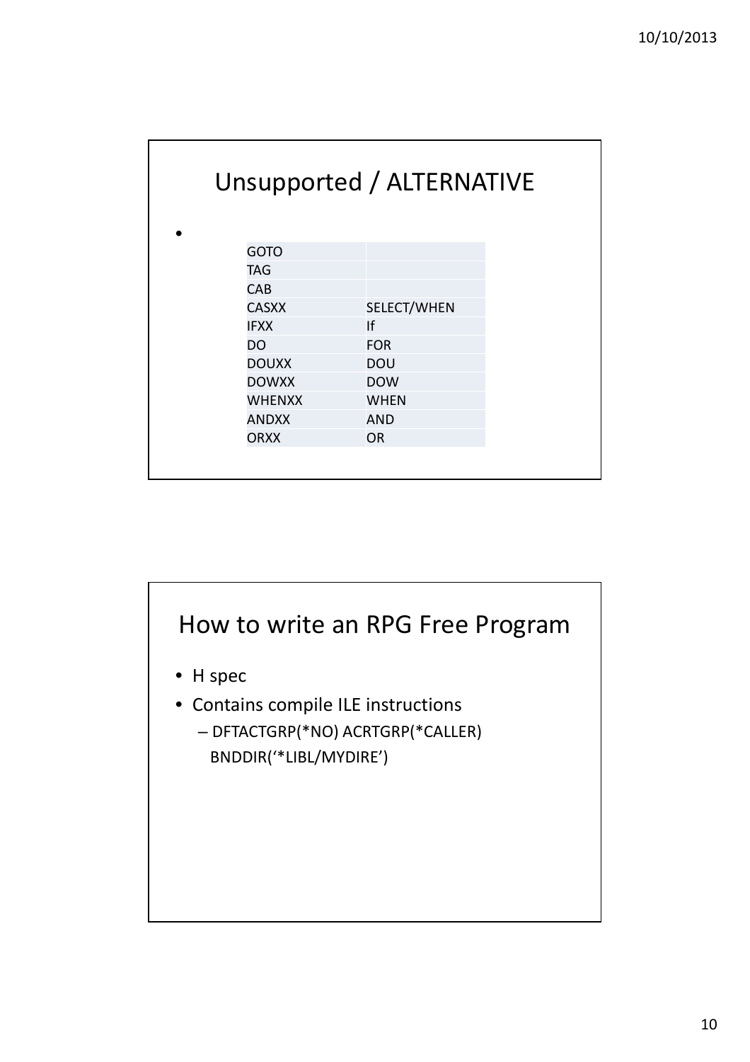## Unsupported / ALTERNATIVE

-

| | |
|---|---|
| GOTO | |
| TAG | |
| CAB | |
| CASXX | SELECT/WHEN |
| IFXX | If |
| DO | FOR |
| DOUXX | DOU |
| DOWXX | DOW |
| WHENXX | WHEN |
| ANDXX | AND |
| ORXX | OR |

## How to write an RPG Free Program

- H spec
- Contains compile ILE instructions
  - DFTACTGRP(*NO) ACRTGRP(*CALLER) BNDDIR(‘*LIBL/MYDIRE’)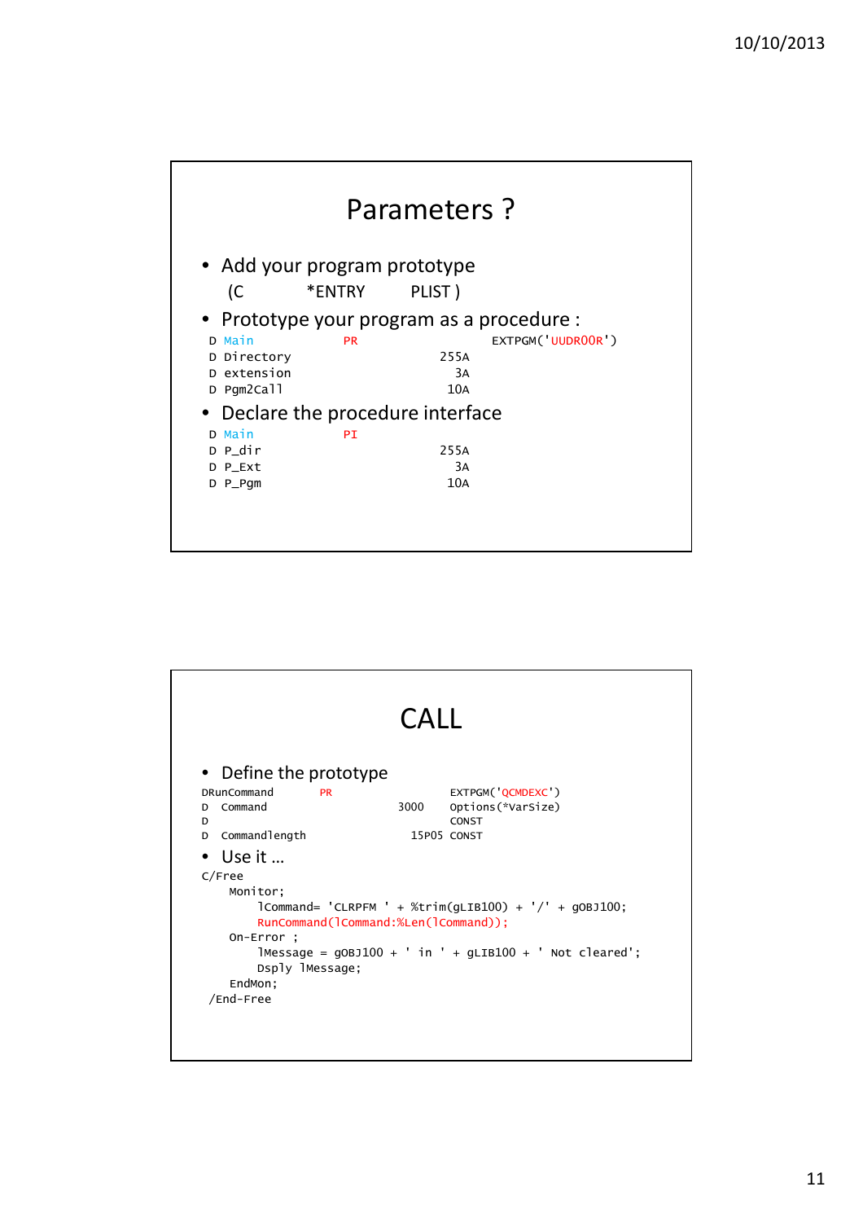## Parameters ?

- Add your program prototype
  (C  *ENTRY  PLIST )
- Prototype your program as a procedure :

```
D Main             PR                  EXTPGM('UUDR00R')
D Directory                     255A
D extension                       3A
D Pgm2Call                       10A
```

- Declare the procedure interface

```
D Main             PI
D P_dir                         255A
D P_Ext                           3A
D P_Pgm                          10A
```

## CALL

- Define the prototype

```
DRunCommand       PR                 EXTPGM('QCMDEXC')
D  Command                     3000    Options(*VarSize)
D                                      CONST
D  Commandlength               15P05   CONST
```

- Use it …

```
C/Free
    Monitor;
        lCommand= 'CLRPFM ' + %trim(gLIB100) + '/' + gOBJ100;
        RunCommand(lCommand:%Len(lCommand));
    On-Error ;
        lMessage = gOBJ100 + ' in ' + gLIB100 + ' Not cleared';
        Dsply lMessage;
    EndMon;
 /End-Free
```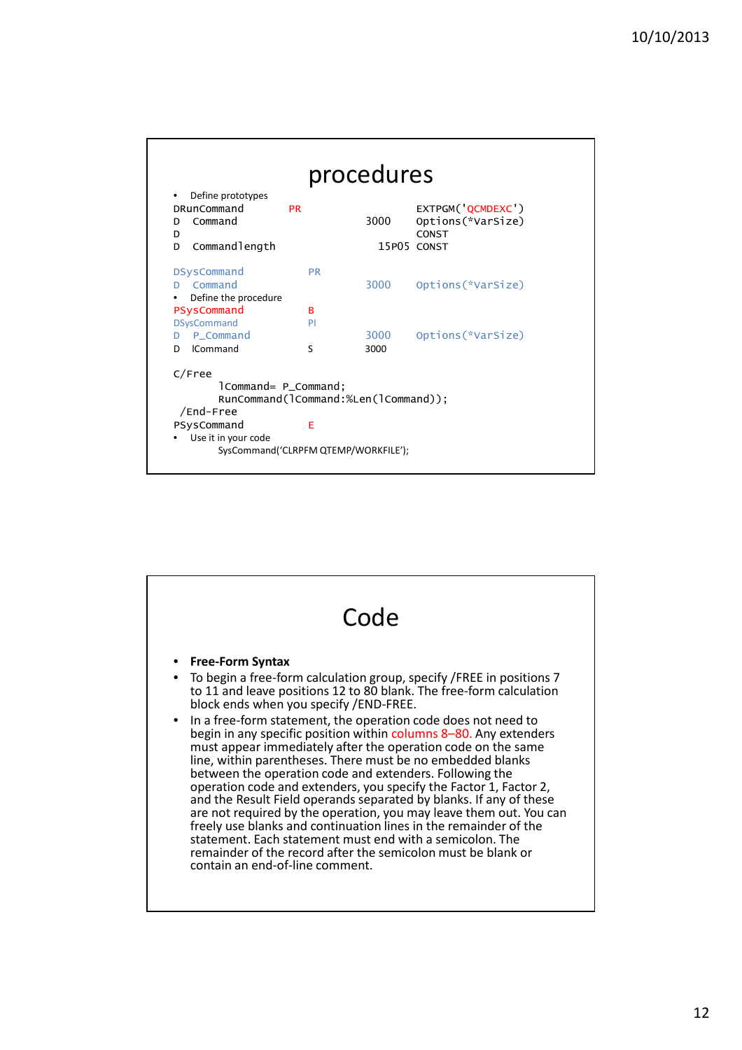# procedures

- Define prototypes

```
DRunCommand          PR                   EXTPGM('QCMDEXC')
D   Command                         3000    Options(*VarSize)
D                                           CONST
D   Commandlength                  15P05  CONST

DSysCommand             PR
D   Command                         3000    Options(*VarSize)
```

- Define the procedure

```
PSysCommand             B
DSysCommand             PI
D   P_Command                       3000    Options(*VarSize)
D   lCommand            S           3000

C/Free
       lCommand= P_Command;
       RunCommand(lCommand:%Len(lCommand));
 /End-Free
PSysCommand             E
```

- Use it in your code

```
SysCommand('CLRPFM QTEMP/WORKFILE');
```

# Code

- **Free-Form Syntax**
- To begin a free-form calculation group, specify /FREE in positions 7 to 11 and leave positions 12 to 80 blank. The free-form calculation block ends when you specify /END-FREE.
- In a free-form statement, the operation code does not need to begin in any specific position within columns 8–80. Any extenders must appear immediately after the operation code on the same line, within parentheses. There must be no embedded blanks between the operation code and extenders. Following the operation code and extenders, you specify the Factor 1, Factor 2, and the Result Field operands separated by blanks. If any of these are not required by the operation, you may leave them out. You can freely use blanks and continuation lines in the remainder of the statement. Each statement must end with a semicolon. The remainder of the record after the semicolon must be blank or contain an end-of-line comment.